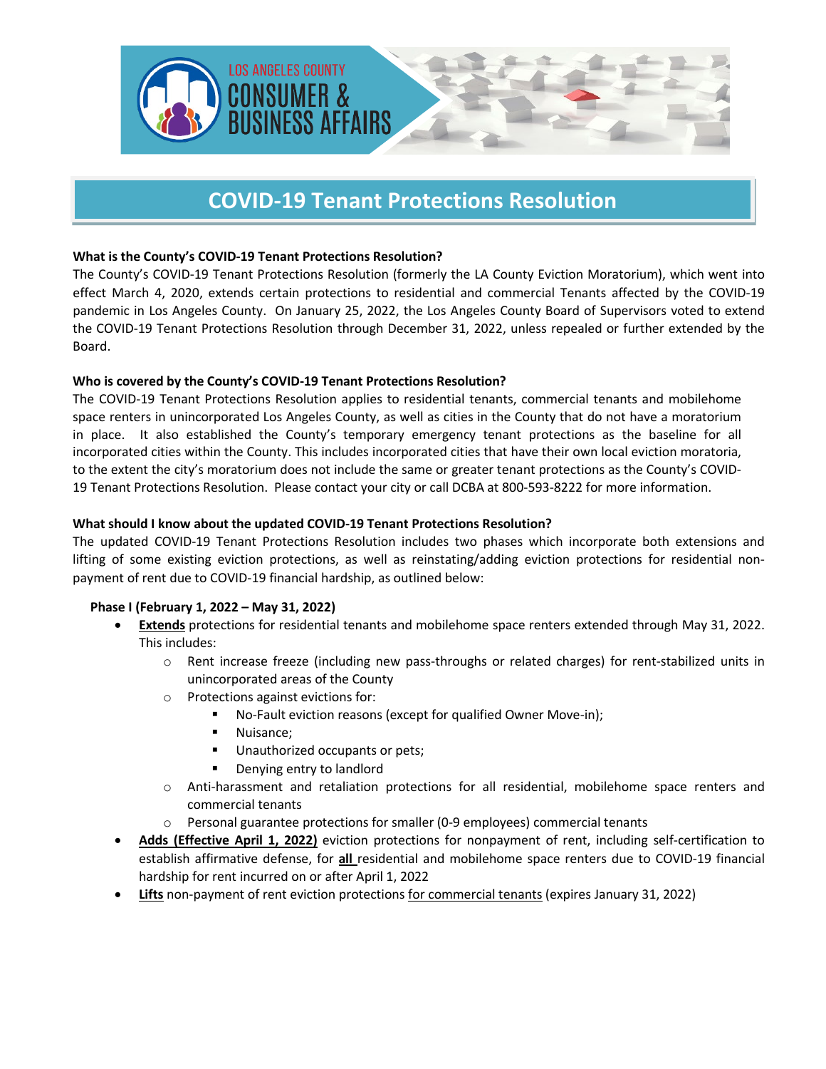LOS ANGELES COUNTY
CONSUMER & BUSINESS AFFAIRS

# COVID-19 Tenant Protections Resolution

**What is the County's COVID-19 Tenant Protections Resolution?**

The County's COVID-19 Tenant Protections Resolution (formerly the LA County Eviction Moratorium), which went into effect March 4, 2020, extends certain protections to residential and commercial Tenants affected by the COVID-19 pandemic in Los Angeles County. On January 25, 2022, the Los Angeles County Board of Supervisors voted to extend the COVID-19 Tenant Protections Resolution through December 31, 2022, unless repealed or further extended by the Board.

**Who is covered by the County's COVID-19 Tenant Protections Resolution?**

The COVID-19 Tenant Protections Resolution applies to residential tenants, commercial tenants and mobilehome space renters in unincorporated Los Angeles County, as well as cities in the County that do not have a moratorium in place. It also established the County's temporary emergency tenant protections as the baseline for all incorporated cities within the County. This includes incorporated cities that have their own local eviction moratoria, to the extent the city's moratorium does not include the same or greater tenant protections as the County's COVID-19 Tenant Protections Resolution. Please contact your city or call DCBA at 800-593-8222 for more information.

**What should I know about the updated COVID-19 Tenant Protections Resolution?**

The updated COVID-19 Tenant Protections Resolution includes two phases which incorporate both extensions and lifting of some existing eviction protections, as well as reinstating/adding eviction protections for residential non-payment of rent due to COVID-19 financial hardship, as outlined below:

**Phase I (February 1, 2022 – May 31, 2022)**

- **Extends** protections for residential tenants and mobilehome space renters extended through May 31, 2022. This includes:
  - Rent increase freeze (including new pass-throughs or related charges) for rent-stabilized units in unincorporated areas of the County
  - Protections against evictions for:
    - No-Fault eviction reasons (except for qualified Owner Move-in);
    - Nuisance;
    - Unauthorized occupants or pets;
    - Denying entry to landlord
  - Anti-harassment and retaliation protections for all residential, mobilehome space renters and commercial tenants
  - Personal guarantee protections for smaller (0-9 employees) commercial tenants
- **Adds (Effective April 1, 2022)** eviction protections for nonpayment of rent, including self-certification to establish affirmative defense, for **all** residential and mobilehome space renters due to COVID-19 financial hardship for rent incurred on or after April 1, 2022
- **Lifts** non-payment of rent eviction protections for commercial tenants (expires January 31, 2022)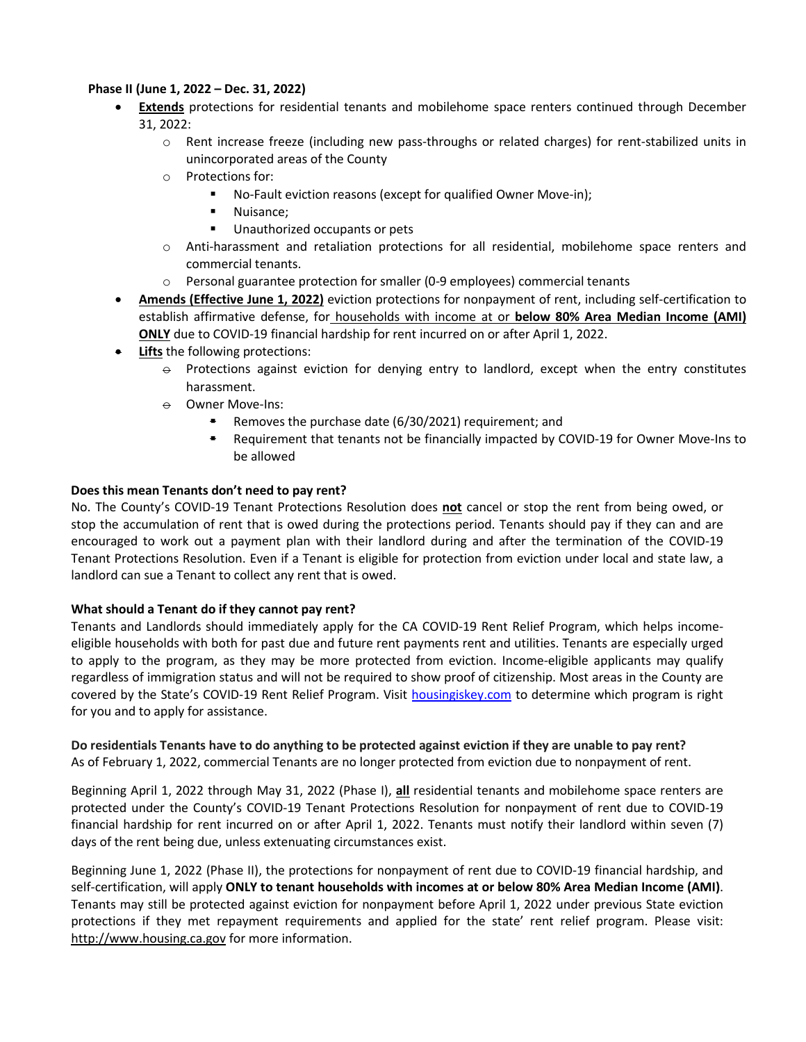**Phase II (June 1, 2022 – Dec. 31, 2022)**

- **Extends** protections for residential tenants and mobilehome space renters continued through December 31, 2022:
  - Rent increase freeze (including new pass-throughs or related charges) for rent-stabilized units in unincorporated areas of the County
  - Protections for:
    - No-Fault eviction reasons (except for qualified Owner Move-in);
    - Nuisance;
    - Unauthorized occupants or pets
  - Anti-harassment and retaliation protections for all residential, mobilehome space renters and commercial tenants.
  - Personal guarantee protection for smaller (0-9 employees) commercial tenants
- **Amends (Effective June 1, 2022)** eviction protections for nonpayment of rent, including self-certification to establish affirmative defense, for households with income at or **below 80% Area Median Income (AMI) ONLY** due to COVID-19 financial hardship for rent incurred on or after April 1, 2022.
- **Lifts** the following protections:
  - Protections against eviction for denying entry to landlord, except when the entry constitutes harassment.
  - Owner Move-Ins:
    - Removes the purchase date (6/30/2021) requirement; and
    - Requirement that tenants not be financially impacted by COVID-19 for Owner Move-Ins to be allowed

**Does this mean Tenants don't need to pay rent?**

No. The County's COVID-19 Tenant Protections Resolution does **not** cancel or stop the rent from being owed, or stop the accumulation of rent that is owed during the protections period. Tenants should pay if they can and are encouraged to work out a payment plan with their landlord during and after the termination of the COVID-19 Tenant Protections Resolution. Even if a Tenant is eligible for protection from eviction under local and state law, a landlord can sue a Tenant to collect any rent that is owed.

**What should a Tenant do if they cannot pay rent?**

Tenants and Landlords should immediately apply for the CA COVID-19 Rent Relief Program, which helps income-eligible households with both for past due and future rent payments rent and utilities. Tenants are especially urged to apply to the program, as they may be more protected from eviction. Income-eligible applicants may qualify regardless of immigration status and will not be required to show proof of citizenship. Most areas in the County are covered by the State's COVID-19 Rent Relief Program. Visit [housingiskey.com](housingiskey.com) to determine which program is right for you and to apply for assistance.

**Do residentials Tenants have to do anything to be protected against eviction if they are unable to pay rent?**

As of February 1, 2022, commercial Tenants are no longer protected from eviction due to nonpayment of rent.

Beginning April 1, 2022 through May 31, 2022 (Phase I), **all** residential tenants and mobilehome space renters are protected under the County's COVID-19 Tenant Protections Resolution for nonpayment of rent due to COVID-19 financial hardship for rent incurred on or after April 1, 2022. Tenants must notify their landlord within seven (7) days of the rent being due, unless extenuating circumstances exist.

Beginning June 1, 2022 (Phase II), the protections for nonpayment of rent due to COVID-19 financial hardship, and self-certification, will apply **ONLY to tenant households with incomes at or below 80% Area Median Income (AMI)**. Tenants may still be protected against eviction for nonpayment before April 1, 2022 under previous State eviction protections if they met repayment requirements and applied for the state' rent relief program. Please visit: http://www.housing.ca.gov for more information.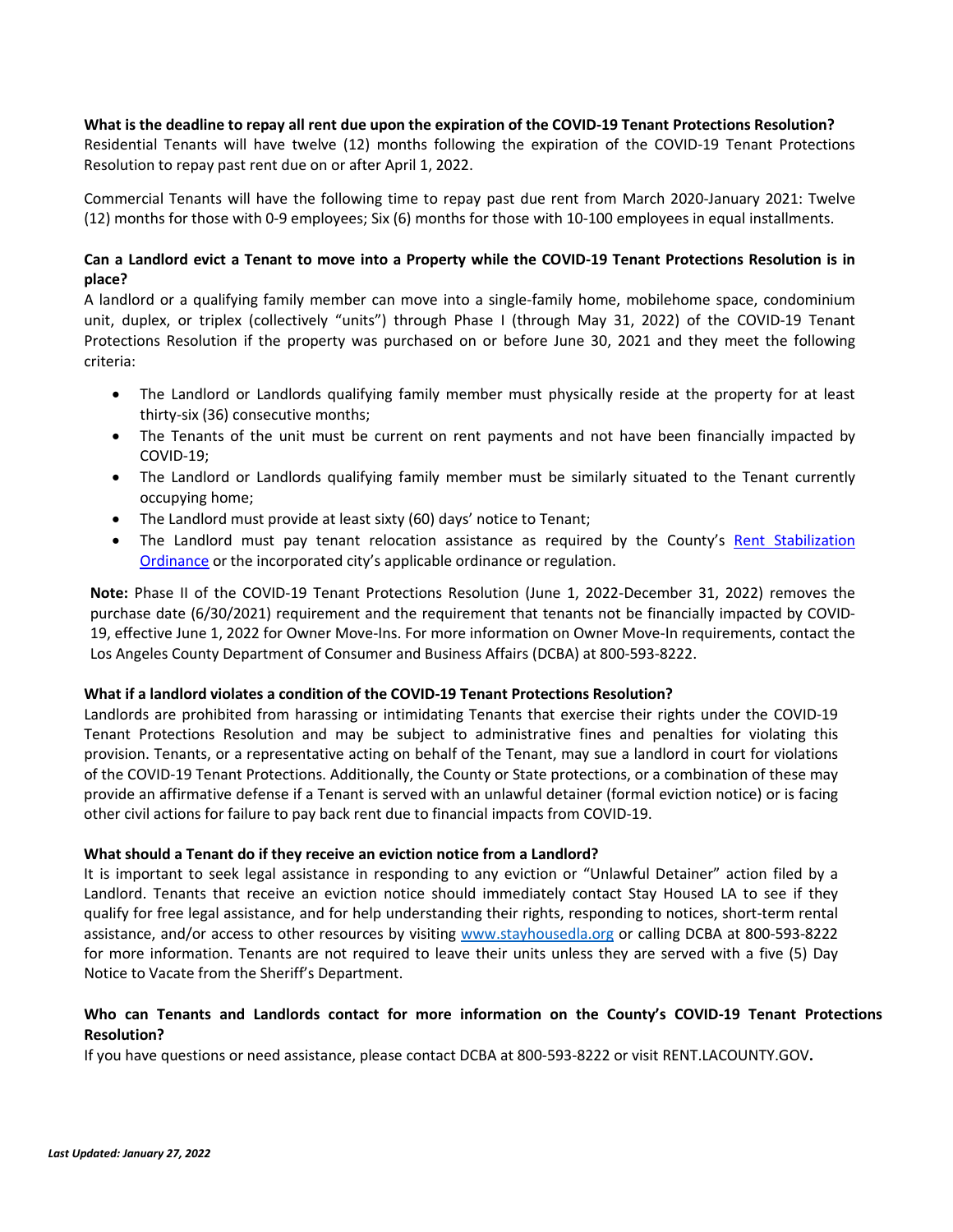**What is the deadline to repay all rent due upon the expiration of the COVID-19 Tenant Protections Resolution?**
Residential Tenants will have twelve (12) months following the expiration of the COVID-19 Tenant Protections Resolution to repay past rent due on or after April 1, 2022.

Commercial Tenants will have the following time to repay past due rent from March 2020-January 2021: Twelve (12) months for those with 0-9 employees; Six (6) months for those with 10-100 employees in equal installments.

**Can a Landlord evict a Tenant to move into a Property while the COVID-19 Tenant Protections Resolution is in place?**
A landlord or a qualifying family member can move into a single-family home, mobilehome space, condominium unit, duplex, or triplex (collectively "units") through Phase I (through May 31, 2022) of the COVID-19 Tenant Protections Resolution if the property was purchased on or before June 30, 2021 and they meet the following criteria:

- The Landlord or Landlords qualifying family member must physically reside at the property for at least thirty-six (36) consecutive months;
- The Tenants of the unit must be current on rent payments and not have been financially impacted by COVID-19;
- The Landlord or Landlords qualifying family member must be similarly situated to the Tenant currently occupying home;
- The Landlord must provide at least sixty (60) days' notice to Tenant;
- The Landlord must pay tenant relocation assistance as required by the County's Rent Stabilization Ordinance or the incorporated city's applicable ordinance or regulation.

**Note:** Phase II of the COVID-19 Tenant Protections Resolution (June 1, 2022-December 31, 2022) removes the purchase date (6/30/2021) requirement and the requirement that tenants not be financially impacted by COVID-19, effective June 1, 2022 for Owner Move-Ins. For more information on Owner Move-In requirements, contact the Los Angeles County Department of Consumer and Business Affairs (DCBA) at 800-593-8222.

**What if a landlord violates a condition of the COVID-19 Tenant Protections Resolution?**
Landlords are prohibited from harassing or intimidating Tenants that exercise their rights under the COVID-19 Tenant Protections Resolution and may be subject to administrative fines and penalties for violating this provision. Tenants, or a representative acting on behalf of the Tenant, may sue a landlord in court for violations of the COVID-19 Tenant Protections. Additionally, the County or State protections, or a combination of these may provide an affirmative defense if a Tenant is served with an unlawful detainer (formal eviction notice) or is facing other civil actions for failure to pay back rent due to financial impacts from COVID-19.

**What should a Tenant do if they receive an eviction notice from a Landlord?**
It is important to seek legal assistance in responding to any eviction or "Unlawful Detainer" action filed by a Landlord. Tenants that receive an eviction notice should immediately contact Stay Housed LA to see if they qualify for free legal assistance, and for help understanding their rights, responding to notices, short-term rental assistance, and/or access to other resources by visiting www.stayhousedla.org or calling DCBA at 800-593-8222 for more information. Tenants are not required to leave their units unless they are served with a five (5) Day Notice to Vacate from the Sheriff's Department.

**Who can Tenants and Landlords contact for more information on the County's COVID-19 Tenant Protections Resolution?**
If you have questions or need assistance, please contact DCBA at 800-593-8222 or visit RENT.LACOUNTY.GOV**.**

***Last Updated: January 27, 2022***